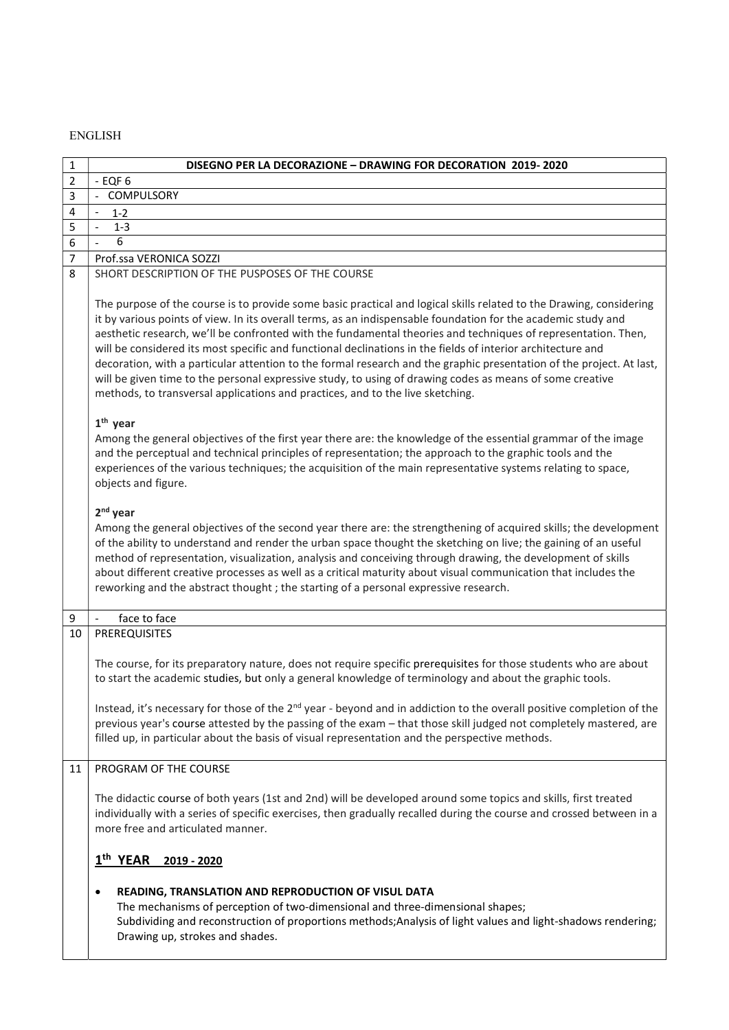ENGLISH

| 1 | DISEGNO PER LA DECORAZIONE – DRAWING FOR DECORATION 2019- 2020 |
|---|---|
| 2 | - EQF 6 |
| 3 | - COMPULSORY |
| 4 | - 1-2 |
| 5 | - 1-3 |
| 6 | - 6 |
| 7 | Prof.ssa VERONICA SOZZI |
| 8 | SHORT DESCRIPTION OF THE PUSPOSES OF THE COURSE<br><br>The purpose of the course is to provide some basic practical and logical skills related to the Drawing, considering it by various points of view. In its overall terms, as an indispensable foundation for the academic study and aesthetic research, we'll be confronted with the fundamental theories and techniques of representation. Then, will be considered its most specific and functional declinations in the fields of interior architecture and decoration, with a particular attention to the formal research and the graphic presentation of the project. At last, will be given time to the personal expressive study, to using of drawing codes as means of some creative methods, to transversal applications and practices, and to the live sketching.<br><br>**1th year**<br>Among the general objectives of the first year there are: the knowledge of the essential grammar of the image and the perceptual and technical principles of representation; the approach to the graphic tools and the experiences of the various techniques; the acquisition of the main representative systems relating to space, objects and figure.<br><br>**2nd year**<br>Among the general objectives of the second year there are: the strengthening of acquired skills; the development of the ability to understand and render the urban space thought the sketching on live; the gaining of an useful method of representation, visualization, analysis and conceiving through drawing, the development of skills about different creative processes as well as a critical maturity about visual communication that includes the reworking and the abstract thought ; the starting of a personal expressive research. |
| 9 | - face to face |
| 10 | PREREQUISITES<br><br>The course, for its preparatory nature, does not require specific prerequisites for those students who are about to start the academic studies, but only a general knowledge of terminology and about the graphic tools.<br><br>Instead, it's necessary for those of the 2nd year - beyond and in addiction to the overall positive completion of the previous year's course attested by the passing of the exam – that those skill judged not completely mastered, are filled up, in particular about the basis of visual representation and the perspective methods. |
| 11 | PROGRAM OF THE COURSE<br><br>The didactic course of both years (1st and 2nd) will be developed around some topics and skills, first treated individually with a series of specific exercises, then gradually recalled during the course and crossed between in a more free and articulated manner.<br><br>**<u>1th YEAR 2019 - 2020</u>**<br><br>• **READING, TRANSLATION AND REPRODUCTION OF VISUL DATA**<br>The mechanisms of perception of two-dimensional and three-dimensional shapes;<br>Subdividing and reconstruction of proportions methods;Analysis of light values and light-shadows rendering;<br>Drawing up, strokes and shades. |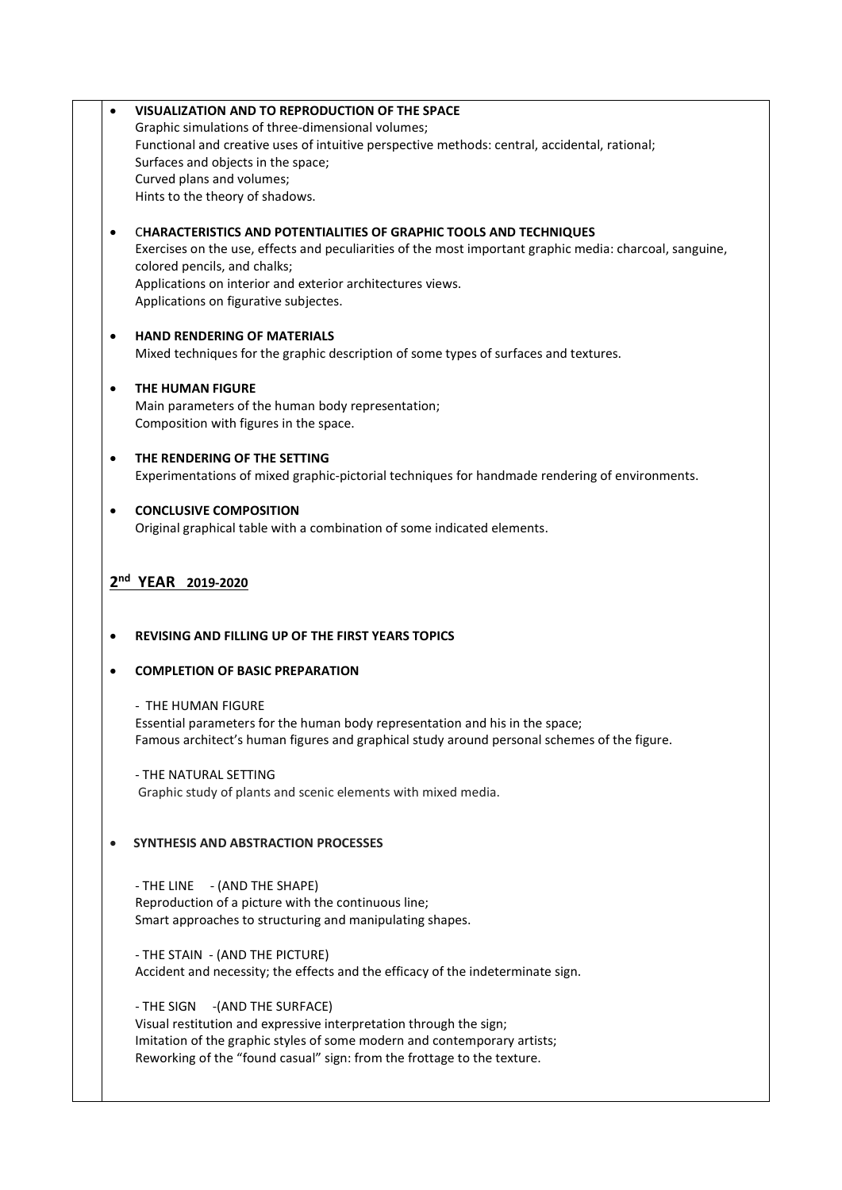- **VISUALIZATION AND TO REPRODUCTION OF THE SPACE**
  Graphic simulations of three-dimensional volumes;
  Functional and creative uses of intuitive perspective methods: central, accidental, rational;
  Surfaces and objects in the space;
  Curved plans and volumes;
  Hints to the theory of shadows.

- **CHARACTERISTICS AND POTENTIALITIES OF GRAPHIC TOOLS AND TECHNIQUES**
  Exercises on the use, effects and peculiarities of the most important graphic media: charcoal, sanguine, colored pencils, and chalks;
  Applications on interior and exterior architectures views.
  Applications on figurative subjectes.

- **HAND RENDERING OF MATERIALS**
  Mixed techniques for the graphic description of some types of surfaces and textures.

- **THE HUMAN FIGURE**
  Main parameters of the human body representation;
  Composition with figures in the space.

- **THE RENDERING OF THE SETTING**
  Experimentations of mixed graphic-pictorial techniques for handmade rendering of environments.

- **CONCLUSIVE COMPOSITION**
  Original graphical table with a combination of some indicated elements.

## 2nd YEAR 2019-2020

- **REVISING AND FILLING UP OF THE FIRST YEARS TOPICS**

- **COMPLETION OF BASIC PREPARATION**

  - THE HUMAN FIGURE
  Essential parameters for the human body representation and his in the space;
  Famous architect's human figures and graphical study around personal schemes of the figure.

  - THE NATURAL SETTING
  Graphic study of plants and scenic elements with mixed media.

- **SYNTHESIS AND ABSTRACTION PROCESSES**

  - THE LINE - (AND THE SHAPE)
  Reproduction of a picture with the continuous line;
  Smart approaches to structuring and manipulating shapes.

  - THE STAIN - (AND THE PICTURE)
  Accident and necessity; the effects and the efficacy of the indeterminate sign.

  - THE SIGN -(AND THE SURFACE)
  Visual restitution and expressive interpretation through the sign;
  Imitation of the graphic styles of some modern and contemporary artists;
  Reworking of the "found casual" sign: from the frottage to the texture.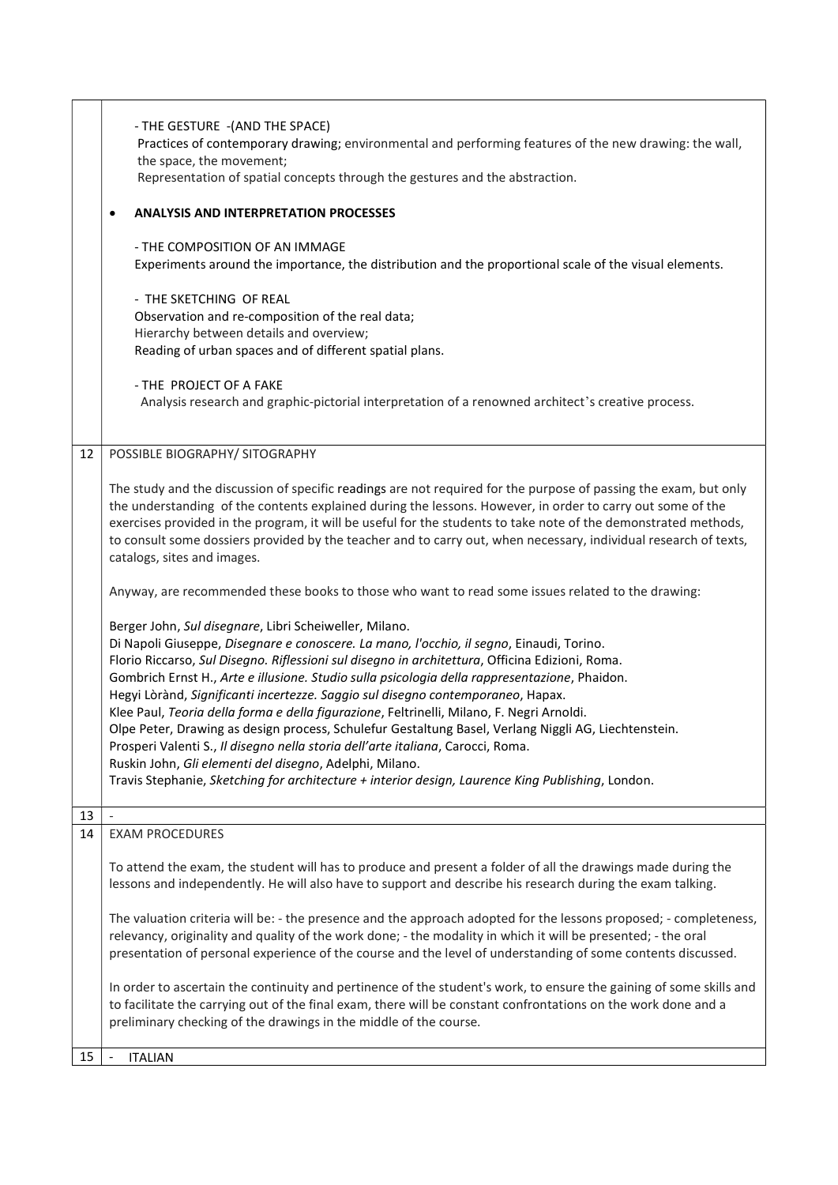| | |
|---|---|
| | - THE GESTURE -(AND THE SPACE)<br>Practices of contemporary drawing; environmental and performing features of the new drawing: the wall, the space, the movement;<br>Representation of spatial concepts through the gestures and the abstraction.<br><br>• **ANALYSIS AND INTERPRETATION PROCESSES**<br><br>- THE COMPOSITION OF AN IMMAGE<br>Experiments around the importance, the distribution and the proportional scale of the visual elements.<br><br>- THE SKETCHING OF REAL<br>Observation and re-composition of the real data;<br>Hierarchy between details and overview;<br>Reading of urban spaces and of different spatial plans.<br><br>- THE PROJECT OF A FAKE<br>Analysis research and graphic-pictorial interpretation of a renowned architect's creative process. |
| 12 | POSSIBLE BIOGRAPHY/ SITOGRAPHY<br><br>The study and the discussion of specific readings are not required for the purpose of passing the exam, but only the understanding of the contents explained during the lessons. However, in order to carry out some of the exercises provided in the program, it will be useful for the students to take note of the demonstrated methods, to consult some dossiers provided by the teacher and to carry out, when necessary, individual research of texts, catalogs, sites and images.<br><br>Anyway, are recommended these books to those who want to read some issues related to the drawing:<br><br>Berger John, *Sul disegnare*, Libri Scheiwiller, Milano.<br>Di Napoli Giuseppe, *Disegnare e conoscere. La mano, l'occhio, il segno*, Einaudi, Torino.<br>Florio Riccarso, *Sul Disegno. Riflessioni sul disegno in architettura*, Officina Edizioni, Roma.<br>Gombrich Ernst H., *Arte e illusione. Studio sulla psicologia della rappresentazione*, Phaidon.<br>Hegyi Lòrànd, *Significanti incertezze. Saggio sul disegno contemporaneo*, Hapax.<br>Klee Paul, *Teoria della forma e della figurazione*, Feltrinelli, Milano, F. Negri Arnoldi.<br>Olpe Peter, Drawing as design process, Schulefur Gestaltung Basel, Verlang Niggli AG, Liechtenstein.<br>Prosperi Valenti S., *Il disegno nella storia dell'arte italiana*, Carocci, Roma.<br>Ruskin John, *Gli elementi del disegno*, Adelphi, Milano.<br>Travis Stephanie, *Sketching for architecture + interior design, Laurence King Publishing*, London. |
| 13 | - |
| 14 | EXAM PROCEDURES<br><br>To attend the exam, the student will has to produce and present a folder of all the drawings made during the lessons and independently. He will also have to support and describe his research during the exam talking.<br><br>The valuation criteria will be: - the presence and the approach adopted for the lessons proposed; - completeness, relevancy, originality and quality of the work done; - the modality in which it will be presented; - the oral presentation of personal experience of the course and the level of understanding of some contents discussed.<br><br>In order to ascertain the continuity and pertinence of the student's work, to ensure the gaining of some skills and to facilitate the carrying out of the final exam, there will be constant confrontations on the work done and a preliminary checking of the drawings in the middle of the course. |
| 15 | - ITALIAN |